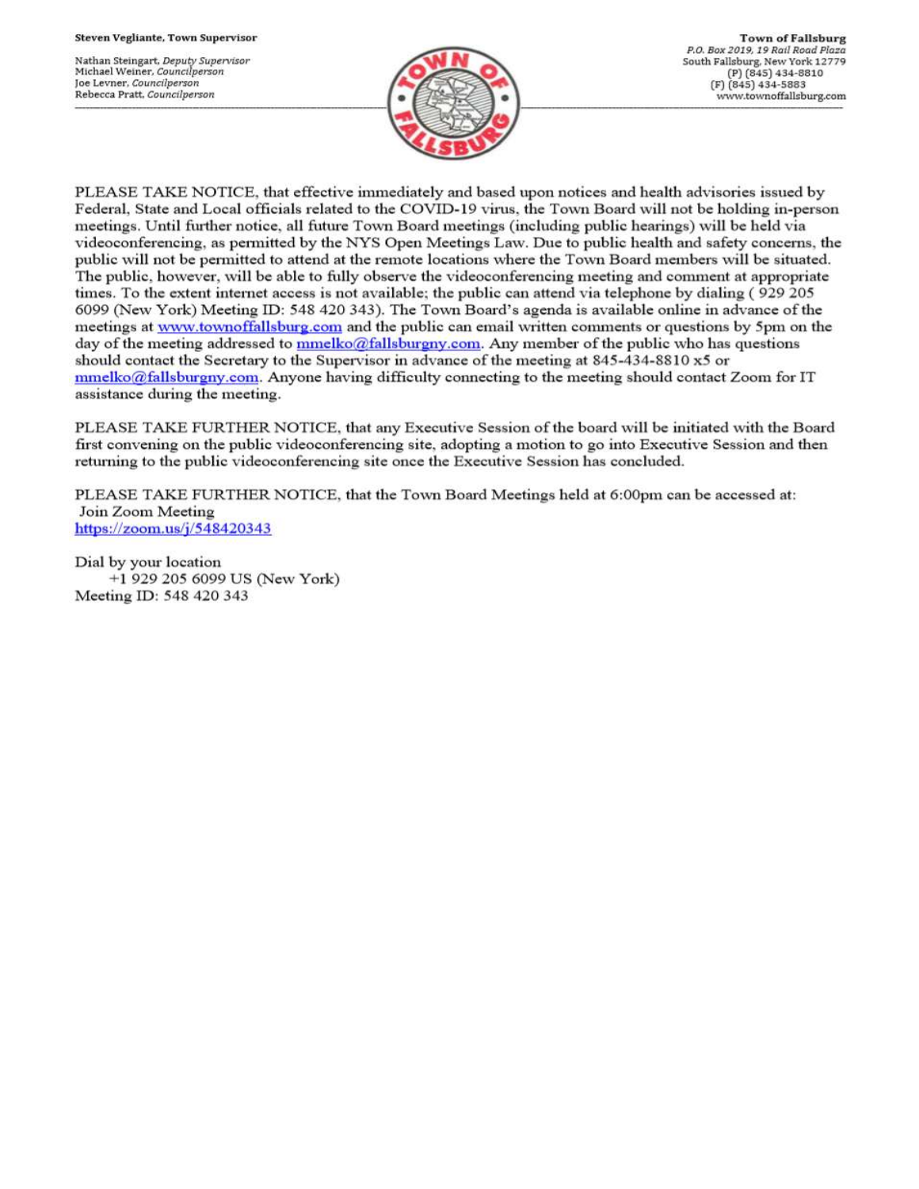**Steven Vegliante, Town Supervisor**

Nathan Steingart, *Deputy Supervisor*
Michael Weiner, *Councilperson*
Joe Levner, *Councilperson*
Rebecca Pratt, *Councilperson*

**Town of Fallsburg**
*P.O. Box 2019, 19 Rail Road Plaza*
South Fallsburg, New York 12779
(P) (845) 434-8810
(F) (845) 434-5883
www.townoffallsburg.com

---

PLEASE TAKE NOTICE, that effective immediately and based upon notices and health advisories issued by Federal, State and Local officials related to the COVID-19 virus, the Town Board will not be holding in-person meetings. Until further notice, all future Town Board meetings (including public hearings) will be held via videoconferencing, as permitted by the NYS Open Meetings Law. Due to public health and safety concerns, the public will not be permitted to attend at the remote locations where the Town Board members will be situated. The public, however, will be able to fully observe the videoconferencing meeting and comment at appropriate times. To the extent internet access is not available; the public can attend via telephone by dialing ( 929 205 6099 (New York) Meeting ID: 548 420 343). The Town Board's agenda is available online in advance of the meetings at www.townoffallsburg.com and the public can email written comments or questions by 5pm on the day of the meeting addressed to mmelko@fallsburgny.com. Any member of the public who has questions should contact the Secretary to the Supervisor in advance of the meeting at 845-434-8810 x5 or mmelko@fallsburgny.com. Anyone having difficulty connecting to the meeting should contact Zoom for IT assistance during the meeting.

PLEASE TAKE FURTHER NOTICE, that any Executive Session of the board will be initiated with the Board first convening on the public videoconferencing site, adopting a motion to go into Executive Session and then returning to the public videoconferencing site once the Executive Session has concluded.

PLEASE TAKE FURTHER NOTICE, that the Town Board Meetings held at 6:00pm can be accessed at:
Join Zoom Meeting
https://zoom.us/j/548420343

Dial by your location
+1 929 205 6099 US (New York)
Meeting ID: 548 420 343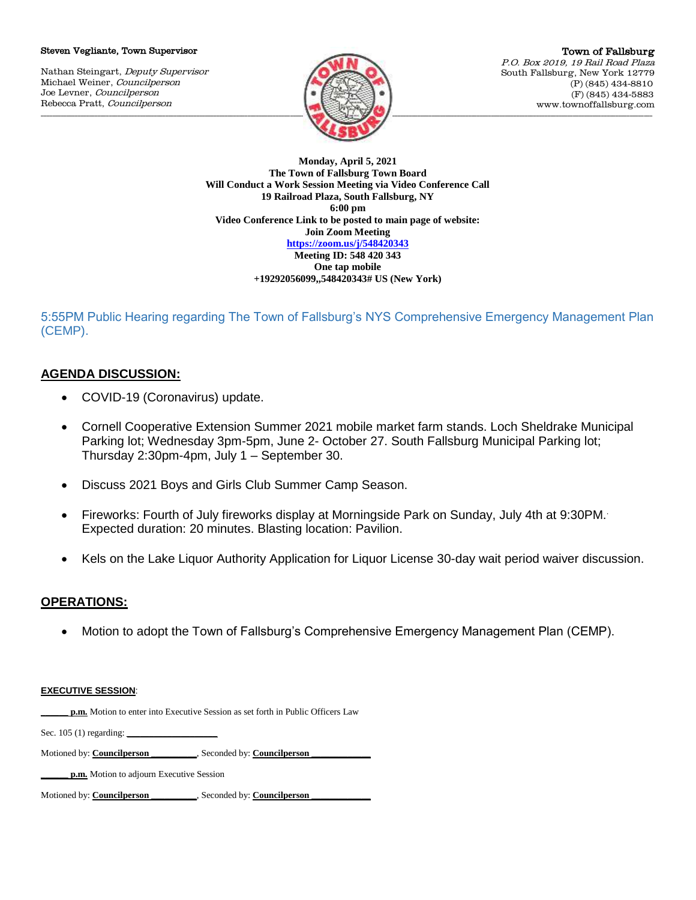Steven Vegliante, Town Supervisor

Nathan Steingart, *Deputy Supervisor*
Michael Weiner, *Councilperson*
Joe Levner, *Councilperson*
Rebecca Pratt, *Councilperson*

Town of Fallsburg
*P.O. Box 2019, 19 Rail Road Plaza*
South Fallsburg, New York 12779
(P) (845) 434-8810
(F) (845) 434-5883
www.townoffallsburg.com

**Monday, April 5, 2021**
**The Town of Fallsburg Town Board**
**Will Conduct a Work Session Meeting via Video Conference Call**
**19 Railroad Plaza, South Fallsburg, NY**
**6:00 pm**
**Video Conference Link to be posted to main page of website:**
**Join Zoom Meeting**
**https://zoom.us/j/548420343**
**Meeting ID: 548 420 343**
**One tap mobile**
**+19292056099,,548420343# US (New York)**

5:55PM Public Hearing regarding The Town of Fallsburg's NYS Comprehensive Emergency Management Plan (CEMP).

## AGENDA DISCUSSION:

- COVID-19 (Coronavirus) update.
- Cornell Cooperative Extension Summer 2021 mobile market farm stands. Loch Sheldrake Municipal Parking lot; Wednesday 3pm-5pm, June 2- October 27. South Fallsburg Municipal Parking lot; Thursday 2:30pm-4pm, July 1 – September 30.
- Discuss 2021 Boys and Girls Club Summer Camp Season.
- Fireworks: Fourth of July fireworks display at Morningside Park on Sunday, July 4th at 9:30PM. Expected duration: 20 minutes. Blasting location: Pavilion.
- Kels on the Lake Liquor Authority Application for Liquor License 30-day wait period waiver discussion.

## OPERATIONS:

- Motion to adopt the Town of Fallsburg's Comprehensive Emergency Management Plan (CEMP).

**EXECUTIVE SESSION**:

______ **p.m.** Motion to enter into Executive Session as set forth in Public Officers Law

Sec. 105 (1) regarding: ___________________

Motioned by: **Councilperson** __________, Seconded by: **Councilperson** ____________

______ **p.m.** Motion to adjourn Executive Session

Motioned by: **Councilperson** __________, Seconded by: **Councilperson** ____________